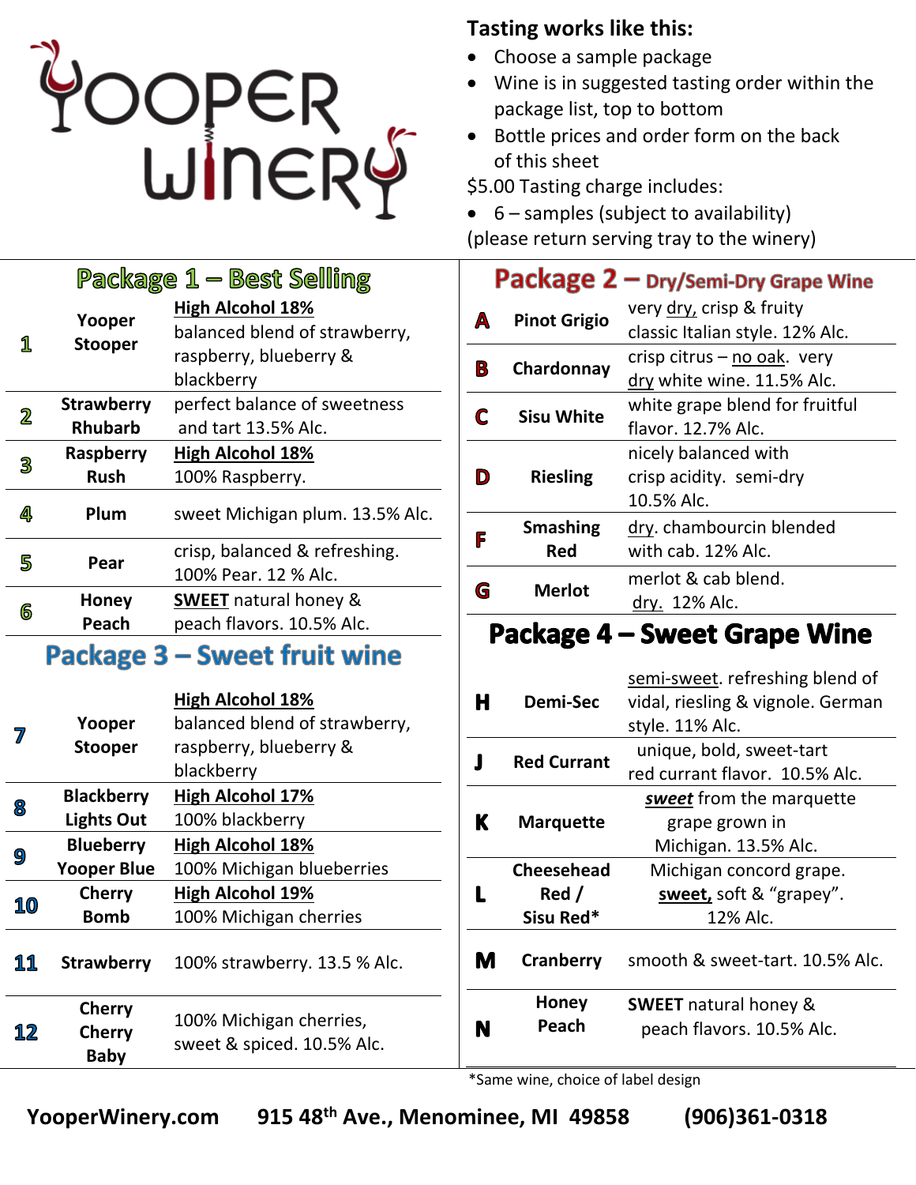# YOOPER WINERY

**Tasting works like this:**

- Choose a sample package
- Wine is in suggested tasting order within the package list, top to bottom
- Bottle prices and order form on the back of this sheet

$5.00 Tasting charge includes:

- 6 – samples (subject to availability)

(please return serving tray to the winery)

## Package 1 – Best Selling

| # | Wine | Description |
|---|---|---|
| 1 | Yooper Stooper | <u>High Alcohol 18%</u> balanced blend of strawberry, raspberry, blueberry & blackberry |
| 2 | Strawberry Rhubarb | perfect balance of sweetness and tart 13.5% Alc. |
| 3 | Raspberry Rush | <u>High Alcohol 18%</u> 100% Raspberry. |
| 4 | Plum | sweet Michigan plum. 13.5% Alc. |
| 5 | Pear | crisp, balanced & refreshing. 100% Pear. 12 % Alc. |
| 6 | Honey Peach | <u>SWEET</u> natural honey & peach flavors. 10.5% Alc. |

## Package 2 – Dry/Semi-Dry Grape Wine

| # | Wine | Description |
|---|---|---|
| A | Pinot Grigio | very <u>dry,</u> crisp & fruity classic Italian style. 12% Alc. |
| B | Chardonnay | crisp citrus – <u>no oak</u>. very <u>dry</u> white wine. 11.5% Alc. |
| C | Sisu White | white grape blend for fruitful flavor. 12.7% Alc. |
| D | Riesling | nicely balanced with crisp acidity. semi-dry 10.5% Alc. |
| F | Smashing Red | <u>dry</u>. chambourcin blended with cab. 12% Alc. |
| G | Merlot | merlot & cab blend. <u>dry.</u> 12% Alc. |

## Package 3 – Sweet fruit wine

| # | Wine | Description |
|---|---|---|
| 7 | Yooper Stooper | <u>High Alcohol 18%</u> balanced blend of strawberry, raspberry, blueberry & blackberry |
| 8 | Blackberry Lights Out | <u>High Alcohol 17%</u> 100% blackberry |
| 9 | Blueberry Yooper Blue | <u>High Alcohol 18%</u> 100% Michigan blueberries |
| 10 | Cherry Bomb | <u>High Alcohol 19%</u> 100% Michigan cherries |
| 11 | Strawberry | 100% strawberry. 13.5 % Alc. |
| 12 | Cherry Cherry Baby | 100% Michigan cherries, sweet & spiced. 10.5% Alc. |

## Package 4 – Sweet Grape Wine

| # | Wine | Description |
|---|---|---|
| H | Demi-Sec | <u>semi-sweet</u>. refreshing blend of vidal, riesling & vignole. German style. 11% Alc. |
| J | Red Currant | unique, bold, sweet-tart red currant flavor. 10.5% Alc. |
| K | Marquette | ***<u>sweet</u>*** from the marquette grape grown in Michigan. 13.5% Alc. |
| L | Cheesehead Red / Sisu Red* | Michigan concord grape. **<u>sweet,</u>** soft & "grapey". 12% Alc. |
| M | Cranberry | smooth & sweet-tart. 10.5% Alc. |
| N | Honey Peach | **SWEET** natural honey & peach flavors. 10.5% Alc. |

*Same wine, choice of label design

**YooperWinery.com    915 48th Ave., Menominee, MI 49858    (906)361-0318**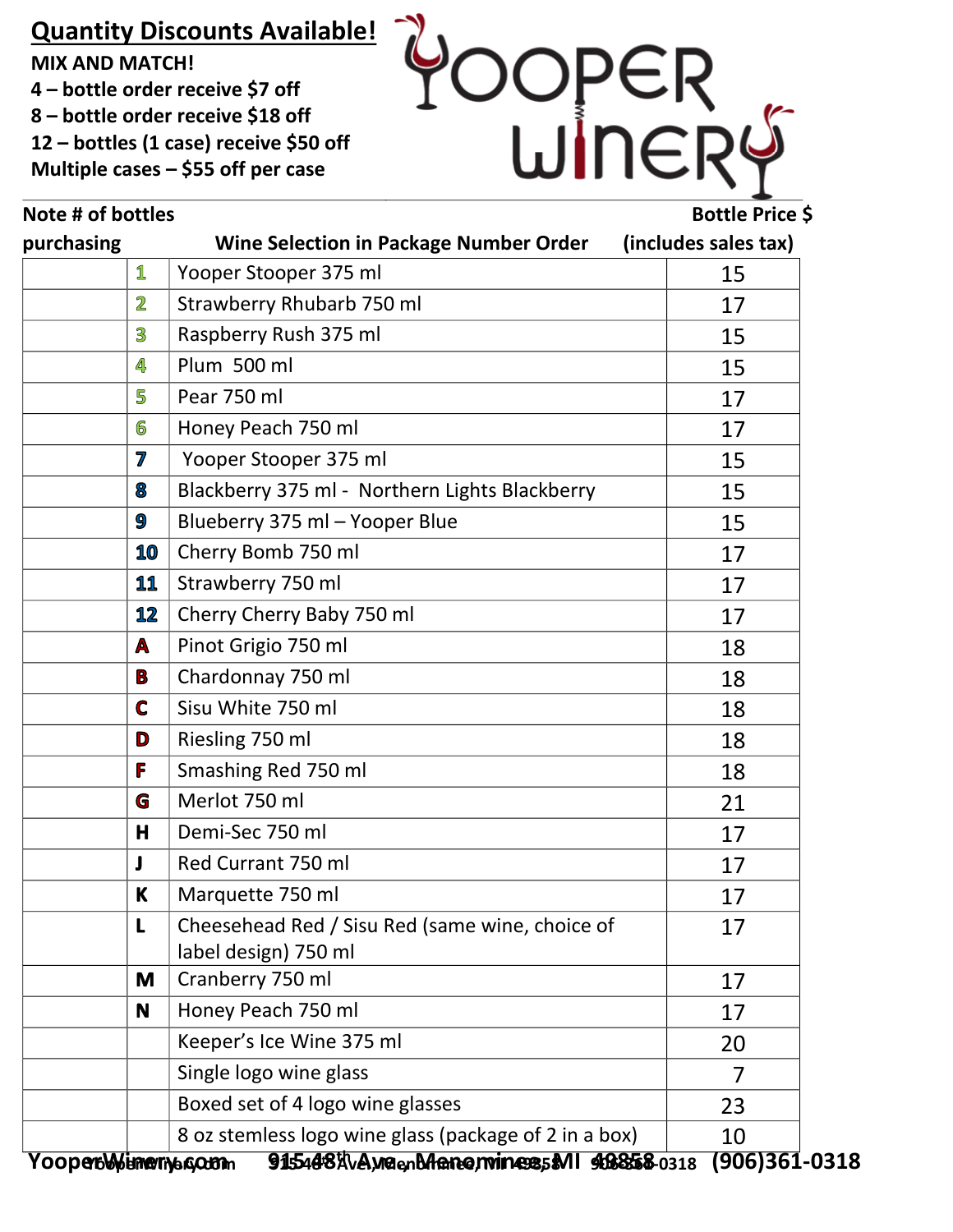## Quantity Discounts Available!

**MIX AND MATCH!**
**4 – bottle order receive $7 off**
**8 – bottle order receive $18 off**
**12 – bottles (1 case) receive $50 off**
**Multiple cases – $55 off per case**

YOOPER WINERY

| Note # of bottles purchasing | | Wine Selection in Package Number Order | Bottle Price $ (includes sales tax) |
|---|---|---|---|
| | 1 | Yooper Stooper 375 ml | 15 |
| | 2 | Strawberry Rhubarb 750 ml | 17 |
| | 3 | Raspberry Rush 375 ml | 15 |
| | 4 | Plum 500 ml | 15 |
| | 5 | Pear 750 ml | 17 |
| | 6 | Honey Peach 750 ml | 17 |
| | 7 | Yooper Stooper 375 ml | 15 |
| | 8 | Blackberry 375 ml - Northern Lights Blackberry | 15 |
| | 9 | Blueberry 375 ml – Yooper Blue | 15 |
| | 10 | Cherry Bomb 750 ml | 17 |
| | 11 | Strawberry 750 ml | 17 |
| | 12 | Cherry Cherry Baby 750 ml | 17 |
| | A | Pinot Grigio 750 ml | 18 |
| | B | Chardonnay 750 ml | 18 |
| | C | Sisu White 750 ml | 18 |
| | D | Riesling 750 ml | 18 |
| | F | Smashing Red 750 ml | 18 |
| | G | Merlot 750 ml | 21 |
| | H | Demi-Sec 750 ml | 17 |
| | J | Red Currant 750 ml | 17 |
| | K | Marquette 750 ml | 17 |
| | L | Cheesehead Red / Sisu Red (same wine, choice of label design) 750 ml | 17 |
| | M | Cranberry 750 ml | 17 |
| | N | Honey Peach 750 ml | 17 |
| | | Keeper's Ice Wine 375 ml | 20 |
| | | Single logo wine glass | 7 |
| | | Boxed set of 4 logo wine glasses | 23 |
| | | 8 oz stemless logo wine glass (package of 2 in a box) | 10 |

**YooperWinery.com 915 48th Ave, Menominee, MI 49858 (906)361-0318**